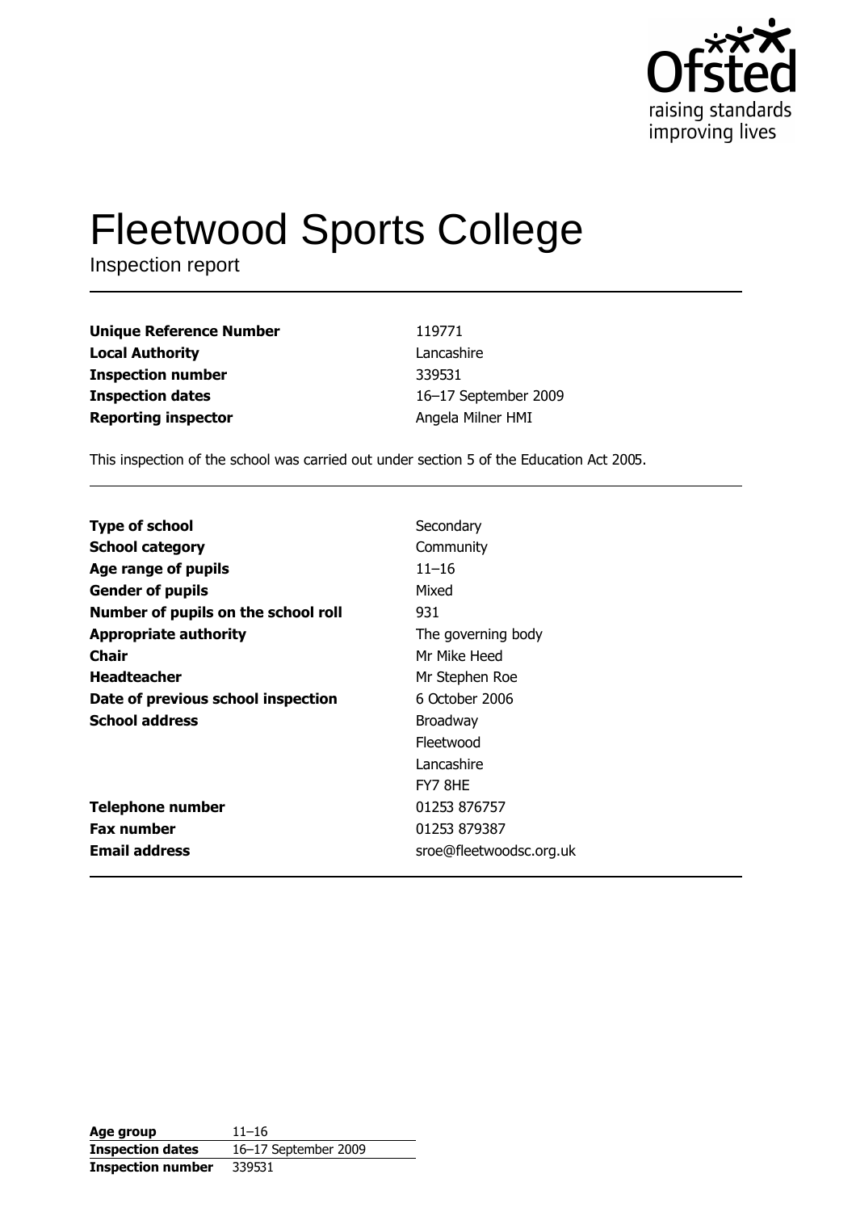Ofsted
raising standards
improving lives

# Fleetwood Sports College

Inspection report

| | |
|---|---|
| **Unique Reference Number** | 119771 |
| **Local Authority** | Lancashire |
| **Inspection number** | 339531 |
| **Inspection dates** | 16–17 September 2009 |
| **Reporting inspector** | Angela Milner HMI |

This inspection of the school was carried out under section 5 of the Education Act 2005.

| | |
|---|---|
| **Type of school** | Secondary |
| **School category** | Community |
| **Age range of pupils** | 11–16 |
| **Gender of pupils** | Mixed |
| **Number of pupils on the school roll** | 931 |
| **Appropriate authority** | The governing body |
| **Chair** | Mr Mike Heed |
| **Headteacher** | Mr Stephen Roe |
| **Date of previous school inspection** | 6 October 2006 |
| **School address** | Broadway<br>Fleetwood<br>Lancashire<br>FY7 8HE |
| **Telephone number** | 01253 876757 |
| **Fax number** | 01253 879387 |
| **Email address** | sroe@fleetwoodsc.org.uk |

| | |
|---|---|
| **Age group** | 11–16 |
| **Inspection dates** | 16–17 September 2009 |
| **Inspection number** | 339531 |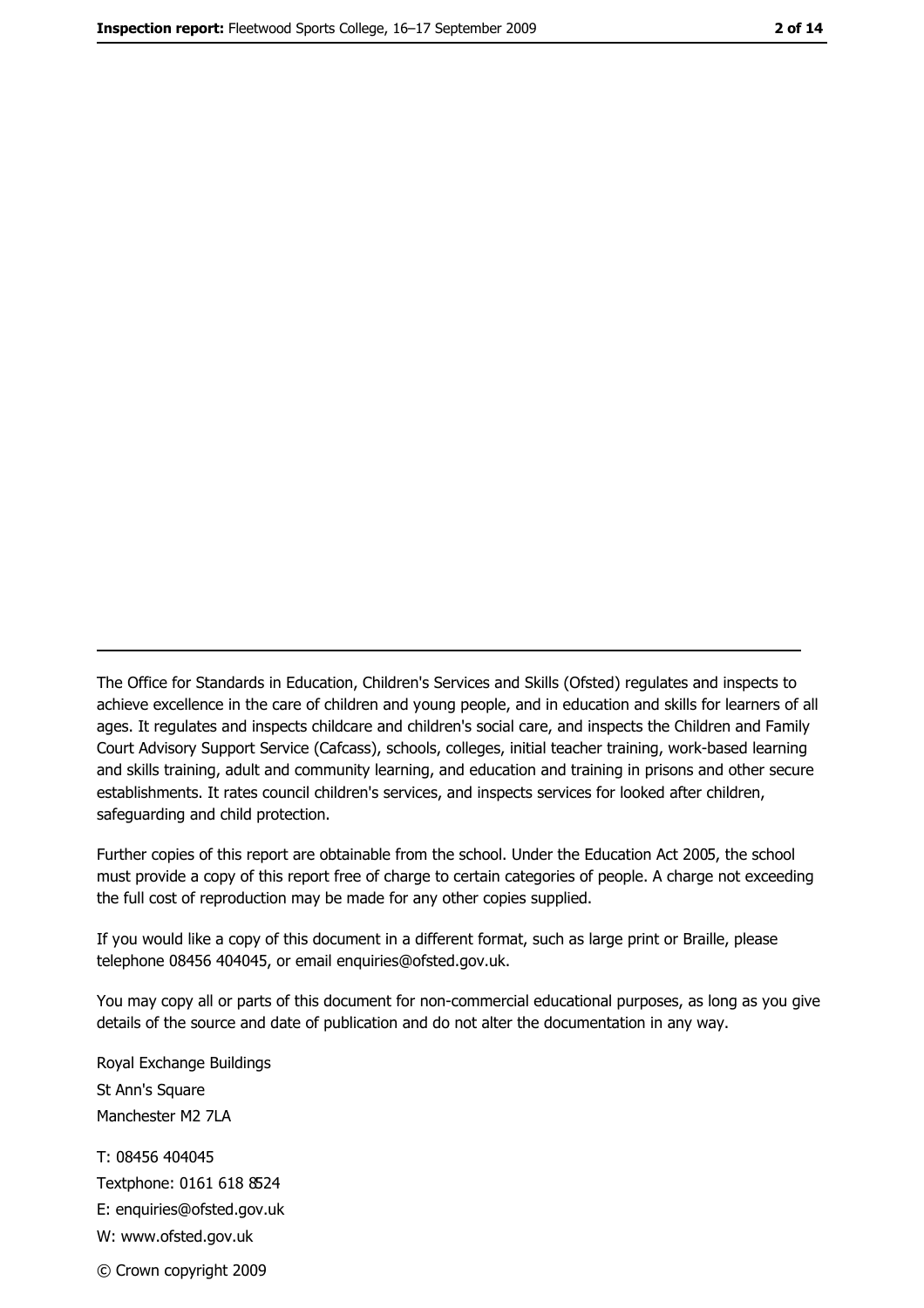---

The Office for Standards in Education, Children's Services and Skills (Ofsted) regulates and inspects to achieve excellence in the care of children and young people, and in education and skills for learners of all ages. It regulates and inspects childcare and children's social care, and inspects the Children and Family Court Advisory Support Service (Cafcass), schools, colleges, initial teacher training, work-based learning and skills training, adult and community learning, and education and training in prisons and other secure establishments. It rates council children's services, and inspects services for looked after children, safeguarding and child protection.

Further copies of this report are obtainable from the school. Under the Education Act 2005, the school must provide a copy of this report free of charge to certain categories of people. A charge not exceeding the full cost of reproduction may be made for any other copies supplied.

If you would like a copy of this document in a different format, such as large print or Braille, please telephone 08456 404045, or email enquiries@ofsted.gov.uk.

You may copy all or parts of this document for non-commercial educational purposes, as long as you give details of the source and date of publication and do not alter the documentation in any way.

Royal Exchange Buildings
St Ann's Square
Manchester M2 7LA

T: 08456 404045
Textphone: 0161 618 8524
E: enquiries@ofsted.gov.uk
W: www.ofsted.gov.uk

© Crown copyright 2009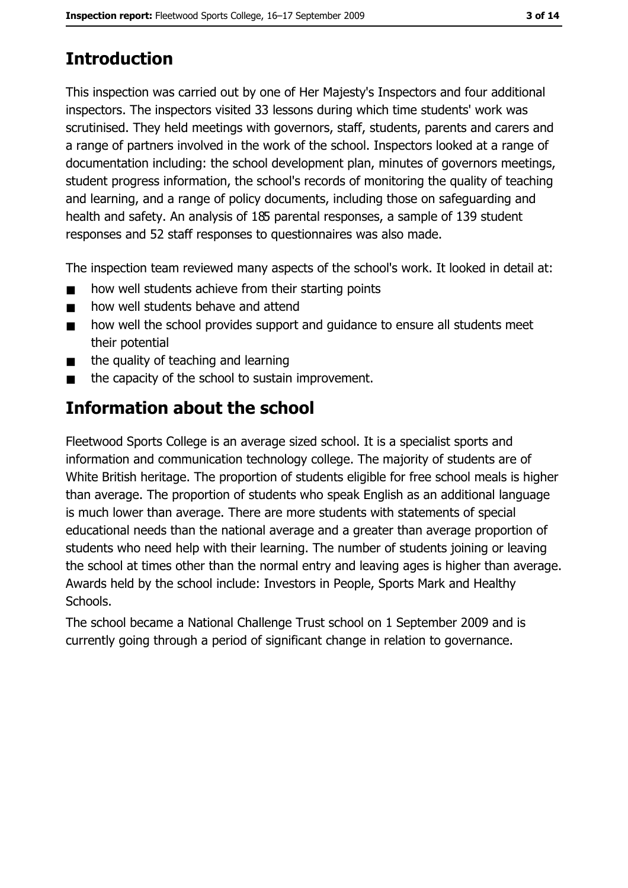## Introduction

This inspection was carried out by one of Her Majesty's Inspectors and four additional inspectors. The inspectors visited 33 lessons during which time students' work was scrutinised. They held meetings with governors, staff, students, parents and carers and a range of partners involved in the work of the school. Inspectors looked at a range of documentation including: the school development plan, minutes of governors meetings, student progress information, the school's records of monitoring the quality of teaching and learning, and a range of policy documents, including those on safeguarding and health and safety. An analysis of 185 parental responses, a sample of 139 student responses and 52 staff responses to questionnaires was also made.

The inspection team reviewed many aspects of the school's work. It looked in detail at:

- how well students achieve from their starting points
- how well students behave and attend
- how well the school provides support and guidance to ensure all students meet their potential
- the quality of teaching and learning
- the capacity of the school to sustain improvement.

## Information about the school

Fleetwood Sports College is an average sized school. It is a specialist sports and information and communication technology college. The majority of students are of White British heritage. The proportion of students eligible for free school meals is higher than average. The proportion of students who speak English as an additional language is much lower than average. There are more students with statements of special educational needs than the national average and a greater than average proportion of students who need help with their learning. The number of students joining or leaving the school at times other than the normal entry and leaving ages is higher than average. Awards held by the school include: Investors in People, Sports Mark and Healthy Schools.

The school became a National Challenge Trust school on 1 September 2009 and is currently going through a period of significant change in relation to governance.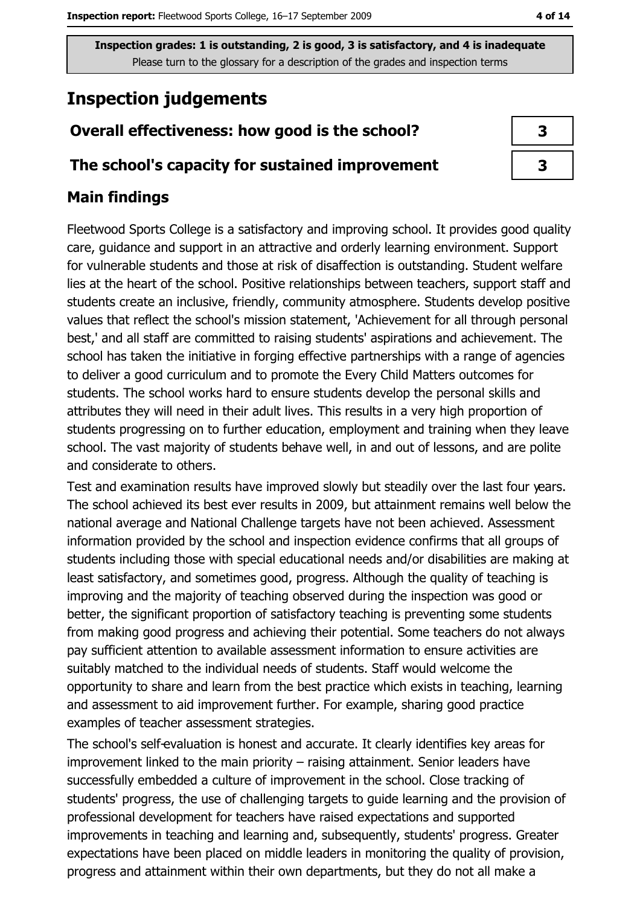**Inspection grades: 1 is outstanding, 2 is good, 3 is satisfactory, and 4 is inadequate**
Please turn to the glossary for a description of the grades and inspection terms

## Inspection judgements

| | |
|---|---|
| **Overall effectiveness: how good is the school?** | **3** |
| **The school's capacity for sustained improvement** | **3** |

### Main findings

Fleetwood Sports College is a satisfactory and improving school. It provides good quality care, guidance and support in an attractive and orderly learning environment. Support for vulnerable students and those at risk of disaffection is outstanding. Student welfare lies at the heart of the school. Positive relationships between teachers, support staff and students create an inclusive, friendly, community atmosphere. Students develop positive values that reflect the school's mission statement, 'Achievement for all through personal best,' and all staff are committed to raising students' aspirations and achievement. The school has taken the initiative in forging effective partnerships with a range of agencies to deliver a good curriculum and to promote the Every Child Matters outcomes for students. The school works hard to ensure students develop the personal skills and attributes they will need in their adult lives. This results in a very high proportion of students progressing on to further education, employment and training when they leave school. The vast majority of students behave well, in and out of lessons, and are polite and considerate to others.

Test and examination results have improved slowly but steadily over the last four years. The school achieved its best ever results in 2009, but attainment remains well below the national average and National Challenge targets have not been achieved. Assessment information provided by the school and inspection evidence confirms that all groups of students including those with special educational needs and/or disabilities are making at least satisfactory, and sometimes good, progress. Although the quality of teaching is improving and the majority of teaching observed during the inspection was good or better, the significant proportion of satisfactory teaching is preventing some students from making good progress and achieving their potential. Some teachers do not always pay sufficient attention to available assessment information to ensure activities are suitably matched to the individual needs of students. Staff would welcome the opportunity to share and learn from the best practice which exists in teaching, learning and assessment to aid improvement further. For example, sharing good practice examples of teacher assessment strategies.

The school's self-evaluation is honest and accurate. It clearly identifies key areas for improvement linked to the main priority – raising attainment. Senior leaders have successfully embedded a culture of improvement in the school. Close tracking of students' progress, the use of challenging targets to guide learning and the provision of professional development for teachers have raised expectations and supported improvements in teaching and learning and, subsequently, students' progress. Greater expectations have been placed on middle leaders in monitoring the quality of provision, progress and attainment within their own departments, but they do not all make a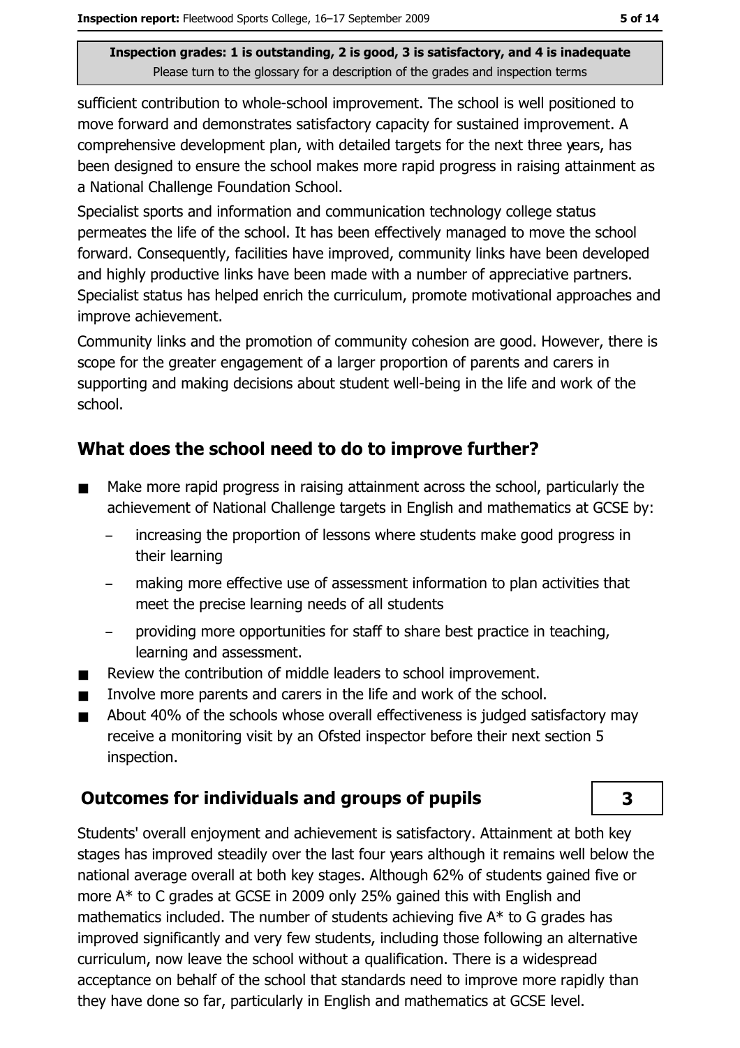sufficient contribution to whole-school improvement. The school is well positioned to move forward and demonstrates satisfactory capacity for sustained improvement. A comprehensive development plan, with detailed targets for the next three years, has been designed to ensure the school makes more rapid progress in raising attainment as a National Challenge Foundation School.

Specialist sports and information and communication technology college status permeates the life of the school. It has been effectively managed to move the school forward. Consequently, facilities have improved, community links have been developed and highly productive links have been made with a number of appreciative partners. Specialist status has helped enrich the curriculum, promote motivational approaches and improve achievement.

Community links and the promotion of community cohesion are good. However, there is scope for the greater engagement of a larger proportion of parents and carers in supporting and making decisions about student well-being in the life and work of the school.

## What does the school need to do to improve further?

- Make more rapid progress in raising attainment across the school, particularly the achievement of National Challenge targets in English and mathematics at GCSE by:
  - increasing the proportion of lessons where students make good progress in their learning
  - making more effective use of assessment information to plan activities that meet the precise learning needs of all students
  - providing more opportunities for staff to share best practice in teaching, learning and assessment.
- Review the contribution of middle leaders to school improvement.
- Involve more parents and carers in the life and work of the school.
- About 40% of the schools whose overall effectiveness is judged satisfactory may receive a monitoring visit by an Ofsted inspector before their next section 5 inspection.

## Outcomes for individuals and groups of pupils — 3

Students' overall enjoyment and achievement is satisfactory. Attainment at both key stages has improved steadily over the last four years although it remains well below the national average overall at both key stages. Although 62% of students gained five or more A* to C grades at GCSE in 2009 only 25% gained this with English and mathematics included. The number of students achieving five A* to G grades has improved significantly and very few students, including those following an alternative curriculum, now leave the school without a qualification. There is a widespread acceptance on behalf of the school that standards need to improve more rapidly than they have done so far, particularly in English and mathematics at GCSE level.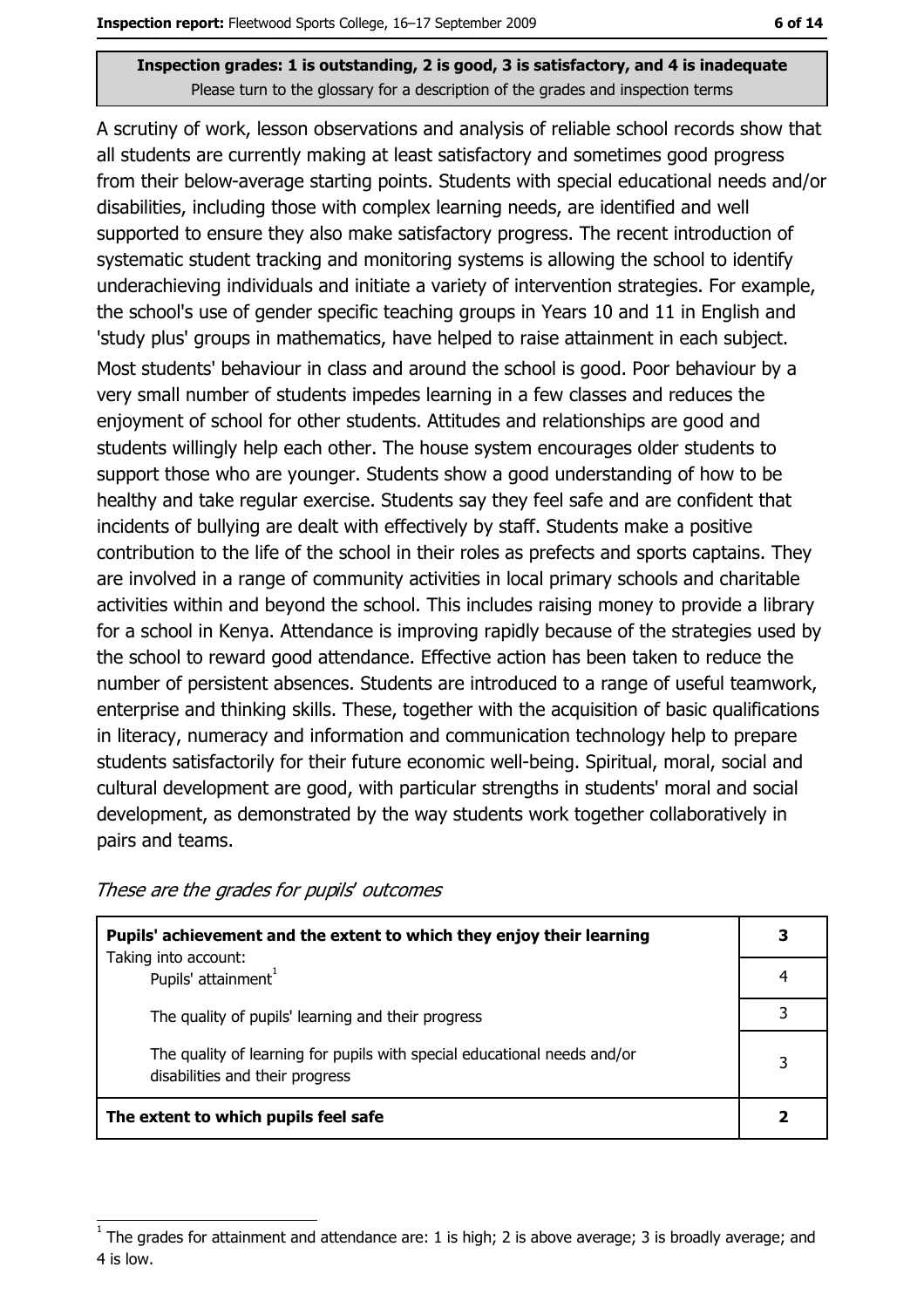**Inspection grades: 1 is outstanding, 2 is good, 3 is satisfactory, and 4 is inadequate**
Please turn to the glossary for a description of the grades and inspection terms

A scrutiny of work, lesson observations and analysis of reliable school records show that all students are currently making at least satisfactory and sometimes good progress from their below-average starting points. Students with special educational needs and/or disabilities, including those with complex learning needs, are identified and well supported to ensure they also make satisfactory progress. The recent introduction of systematic student tracking and monitoring systems is allowing the school to identify underachieving individuals and initiate a variety of intervention strategies. For example, the school's use of gender specific teaching groups in Years 10 and 11 in English and 'study plus' groups in mathematics, have helped to raise attainment in each subject.

Most students' behaviour in class and around the school is good. Poor behaviour by a very small number of students impedes learning in a few classes and reduces the enjoyment of school for other students. Attitudes and relationships are good and students willingly help each other. The house system encourages older students to support those who are younger. Students show a good understanding of how to be healthy and take regular exercise. Students say they feel safe and are confident that incidents of bullying are dealt with effectively by staff. Students make a positive contribution to the life of the school in their roles as prefects and sports captains. They are involved in a range of community activities in local primary schools and charitable activities within and beyond the school. This includes raising money to provide a library for a school in Kenya. Attendance is improving rapidly because of the strategies used by the school to reward good attendance. Effective action has been taken to reduce the number of persistent absences. Students are introduced to a range of useful teamwork, enterprise and thinking skills. These, together with the acquisition of basic qualifications in literacy, numeracy and information and communication technology help to prepare students satisfactorily for their future economic well-being. Spiritual, moral, social and cultural development are good, with particular strengths in students' moral and social development, as demonstrated by the way students work together collaboratively in pairs and teams.

*These are the grades for pupils' outcomes*

| | |
|---|---|
| **Pupils' achievement and the extent to which they enjoy their learning** | **3** |
| Taking into account: Pupils' attainment[1] | 4 |
| The quality of pupils' learning and their progress | 3 |
| The quality of learning for pupils with special educational needs and/or disabilities and their progress | 3 |
| **The extent to which pupils feel safe** | **2** |

[1] The grades for attainment and attendance are: 1 is high; 2 is above average; 3 is broadly average; and 4 is low.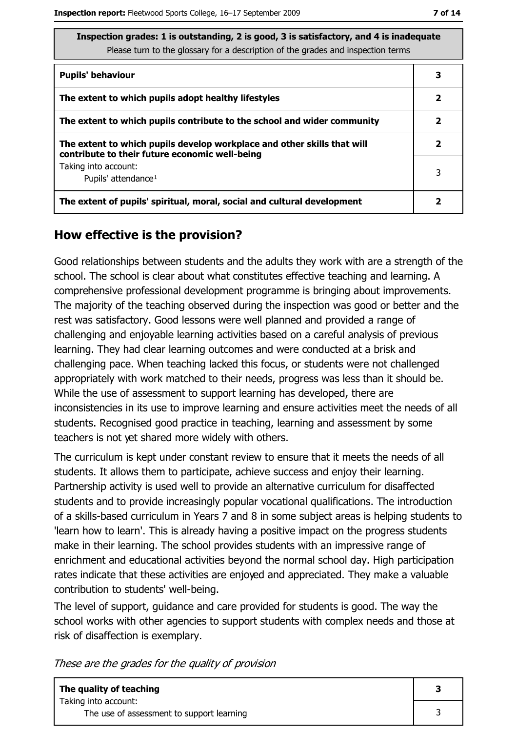| Inspection grades: 1 is outstanding, 2 is good, 3 is satisfactory, and 4 is inadequate<br>Please turn to the glossary for a description of the grades and inspection terms | |
|---|---|
| **Pupils' behaviour** | **3** |
| **The extent to which pupils adopt healthy lifestyles** | **2** |
| **The extent to which pupils contribute to the school and wider community** | **2** |
| **The extent to which pupils develop workplace and other skills that will contribute to their future economic well-being** | **2** |
| Taking into account:<br>Pupils' attendance[1] | 3 |
| **The extent of pupils' spiritual, moral, social and cultural development** | **2** |

## How effective is the provision?

Good relationships between students and the adults they work with are a strength of the school. The school is clear about what constitutes effective teaching and learning. A comprehensive professional development programme is bringing about improvements. The majority of the teaching observed during the inspection was good or better and the rest was satisfactory. Good lessons were well planned and provided a range of challenging and enjoyable learning activities based on a careful analysis of previous learning. They had clear learning outcomes and were conducted at a brisk and challenging pace. When teaching lacked this focus, or students were not challenged appropriately with work matched to their needs, progress was less than it should be. While the use of assessment to support learning has developed, there are inconsistencies in its use to improve learning and ensure activities meet the needs of all students. Recognised good practice in teaching, learning and assessment by some teachers is not yet shared more widely with others.

The curriculum is kept under constant review to ensure that it meets the needs of all students. It allows them to participate, achieve success and enjoy their learning. Partnership activity is used well to provide an alternative curriculum for disaffected students and to provide increasingly popular vocational qualifications. The introduction of a skills-based curriculum in Years 7 and 8 in some subject areas is helping students to 'learn how to learn'. This is already having a positive impact on the progress students make in their learning. The school provides students with an impressive range of enrichment and educational activities beyond the normal school day. High participation rates indicate that these activities are enjoyed and appreciated. They make a valuable contribution to students' well-being.

The level of support, guidance and care provided for students is good. The way the school works with other agencies to support students with complex needs and those at risk of disaffection is exemplary.

*These are the grades for the quality of provision*

| | |
|---|---|
| **The quality of teaching** | **3** |
| Taking into account:<br>The use of assessment to support learning | 3 |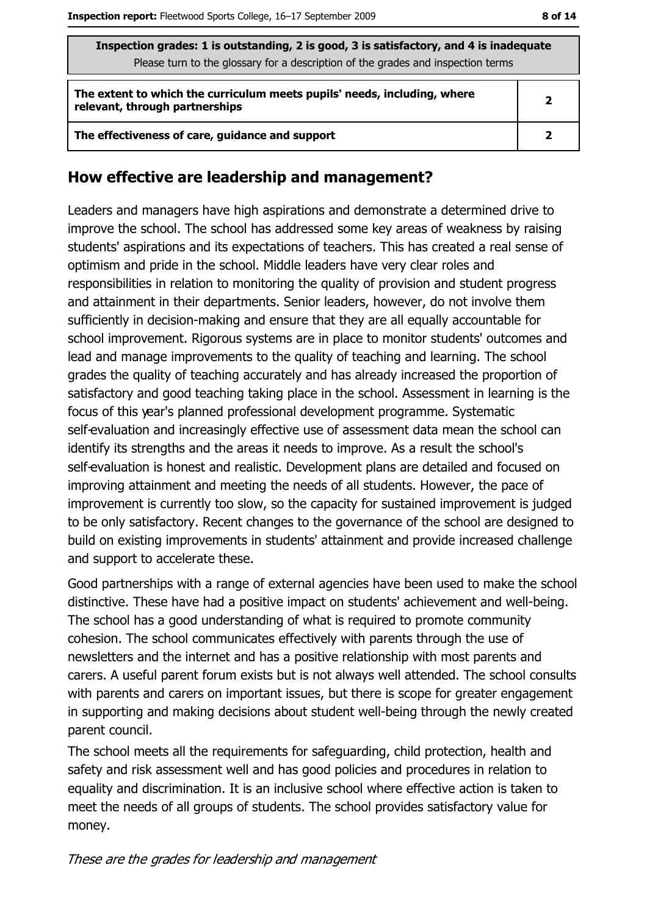| Inspection grades: 1 is outstanding, 2 is good, 3 is satisfactory, and 4 is inadequate<br>Please turn to the glossary for a description of the grades and inspection terms | |
|---|---|
| **The extent to which the curriculum meets pupils' needs, including, where relevant, through partnerships** | **2** |
| **The effectiveness of care, guidance and support** | **2** |

## How effective are leadership and management?

Leaders and managers have high aspirations and demonstrate a determined drive to improve the school. The school has addressed some key areas of weakness by raising students' aspirations and its expectations of teachers. This has created a real sense of optimism and pride in the school. Middle leaders have very clear roles and responsibilities in relation to monitoring the quality of provision and student progress and attainment in their departments. Senior leaders, however, do not involve them sufficiently in decision-making and ensure that they are all equally accountable for school improvement. Rigorous systems are in place to monitor students' outcomes and lead and manage improvements to the quality of teaching and learning. The school grades the quality of teaching accurately and has already increased the proportion of satisfactory and good teaching taking place in the school. Assessment in learning is the focus of this year's planned professional development programme. Systematic self-evaluation and increasingly effective use of assessment data mean the school can identify its strengths and the areas it needs to improve. As a result the school's self-evaluation is honest and realistic. Development plans are detailed and focused on improving attainment and meeting the needs of all students. However, the pace of improvement is currently too slow, so the capacity for sustained improvement is judged to be only satisfactory. Recent changes to the governance of the school are designed to build on existing improvements in students' attainment and provide increased challenge and support to accelerate these.

Good partnerships with a range of external agencies have been used to make the school distinctive. These have had a positive impact on students' achievement and well-being. The school has a good understanding of what is required to promote community cohesion. The school communicates effectively with parents through the use of newsletters and the internet and has a positive relationship with most parents and carers. A useful parent forum exists but is not always well attended. The school consults with parents and carers on important issues, but there is scope for greater engagement in supporting and making decisions about student well-being through the newly created parent council.

The school meets all the requirements for safeguarding, child protection, health and safety and risk assessment well and has good policies and procedures in relation to equality and discrimination. It is an inclusive school where effective action is taken to meet the needs of all groups of students. The school provides satisfactory value for money.

*These are the grades for leadership and management*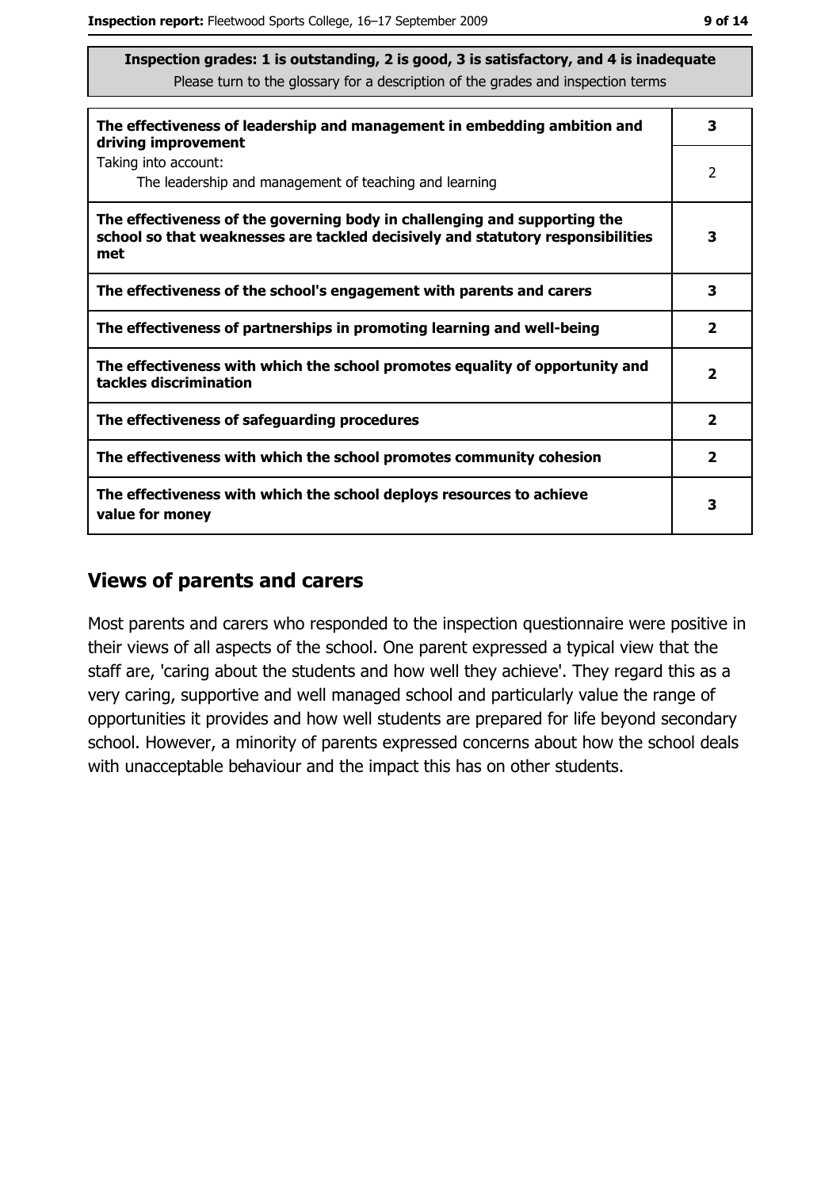**Inspection grades: 1 is outstanding, 2 is good, 3 is satisfactory, and 4 is inadequate**
Please turn to the glossary for a description of the grades and inspection terms

| | |
|---|---|
| **The effectiveness of leadership and management in embedding ambition and driving improvement** | **3** |
| Taking into account: The leadership and management of teaching and learning | 2 |
| **The effectiveness of the governing body in challenging and supporting the school so that weaknesses are tackled decisively and statutory responsibilities met** | **3** |
| **The effectiveness of the school's engagement with parents and carers** | **3** |
| **The effectiveness of partnerships in promoting learning and well-being** | **2** |
| **The effectiveness with which the school promotes equality of opportunity and tackles discrimination** | **2** |
| **The effectiveness of safeguarding procedures** | **2** |
| **The effectiveness with which the school promotes community cohesion** | **2** |
| **The effectiveness with which the school deploys resources to achieve value for money** | **3** |

## Views of parents and carers

Most parents and carers who responded to the inspection questionnaire were positive in their views of all aspects of the school. One parent expressed a typical view that the staff are, 'caring about the students and how well they achieve'. They regard this as a very caring, supportive and well managed school and particularly value the range of opportunities it provides and how well students are prepared for life beyond secondary school. However, a minority of parents expressed concerns about how the school deals with unacceptable behaviour and the impact this has on other students.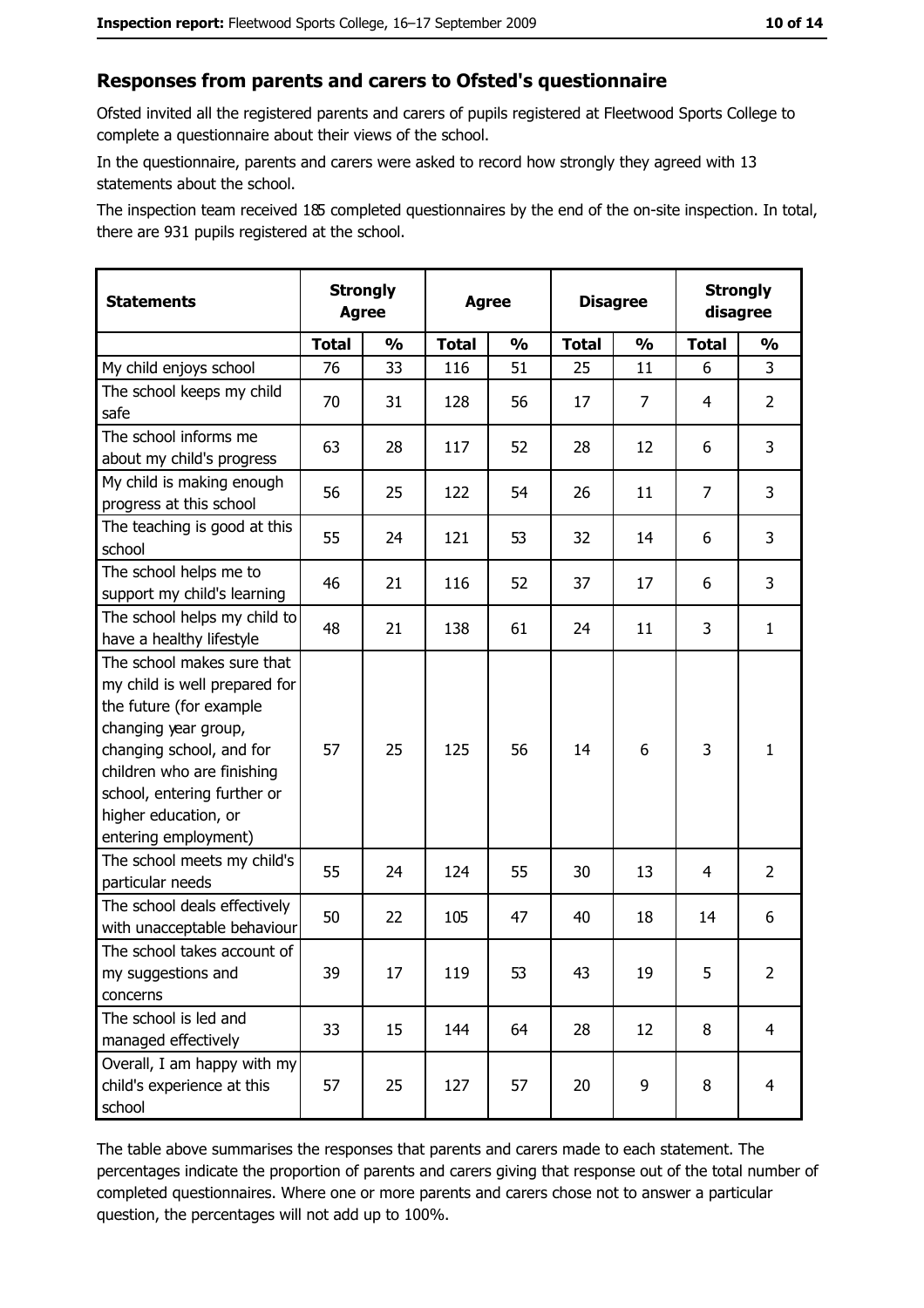## Responses from parents and carers to Ofsted's questionnaire

Ofsted invited all the registered parents and carers of pupils registered at Fleetwood Sports College to complete a questionnaire about their views of the school.

In the questionnaire, parents and carers were asked to record how strongly they agreed with 13 statements about the school.

The inspection team received 185 completed questionnaires by the end of the on-site inspection. In total, there are 931 pupils registered at the school.

| Statements | Strongly Agree | | Agree | | Disagree | | Strongly disagree | |
|---|---|---|---|---|---|---|---|---|
| | Total | % | Total | % | Total | % | Total | % |
| My child enjoys school | 76 | 33 | 116 | 51 | 25 | 11 | 6 | 3 |
| The school keeps my child safe | 70 | 31 | 128 | 56 | 17 | 7 | 4 | 2 |
| The school informs me about my child's progress | 63 | 28 | 117 | 52 | 28 | 12 | 6 | 3 |
| My child is making enough progress at this school | 56 | 25 | 122 | 54 | 26 | 11 | 7 | 3 |
| The teaching is good at this school | 55 | 24 | 121 | 53 | 32 | 14 | 6 | 3 |
| The school helps me to support my child's learning | 46 | 21 | 116 | 52 | 37 | 17 | 6 | 3 |
| The school helps my child to have a healthy lifestyle | 48 | 21 | 138 | 61 | 24 | 11 | 3 | 1 |
| The school makes sure that my child is well prepared for the future (for example changing year group, changing school, and for children who are finishing school, entering further or higher education, or entering employment) | 57 | 25 | 125 | 56 | 14 | 6 | 3 | 1 |
| The school meets my child's particular needs | 55 | 24 | 124 | 55 | 30 | 13 | 4 | 2 |
| The school deals effectively with unacceptable behaviour | 50 | 22 | 105 | 47 | 40 | 18 | 14 | 6 |
| The school takes account of my suggestions and concerns | 39 | 17 | 119 | 53 | 43 | 19 | 5 | 2 |
| The school is led and managed effectively | 33 | 15 | 144 | 64 | 28 | 12 | 8 | 4 |
| Overall, I am happy with my child's experience at this school | 57 | 25 | 127 | 57 | 20 | 9 | 8 | 4 |

The table above summarises the responses that parents and carers made to each statement. The percentages indicate the proportion of parents and carers giving that response out of the total number of completed questionnaires. Where one or more parents and carers chose not to answer a particular question, the percentages will not add up to 100%.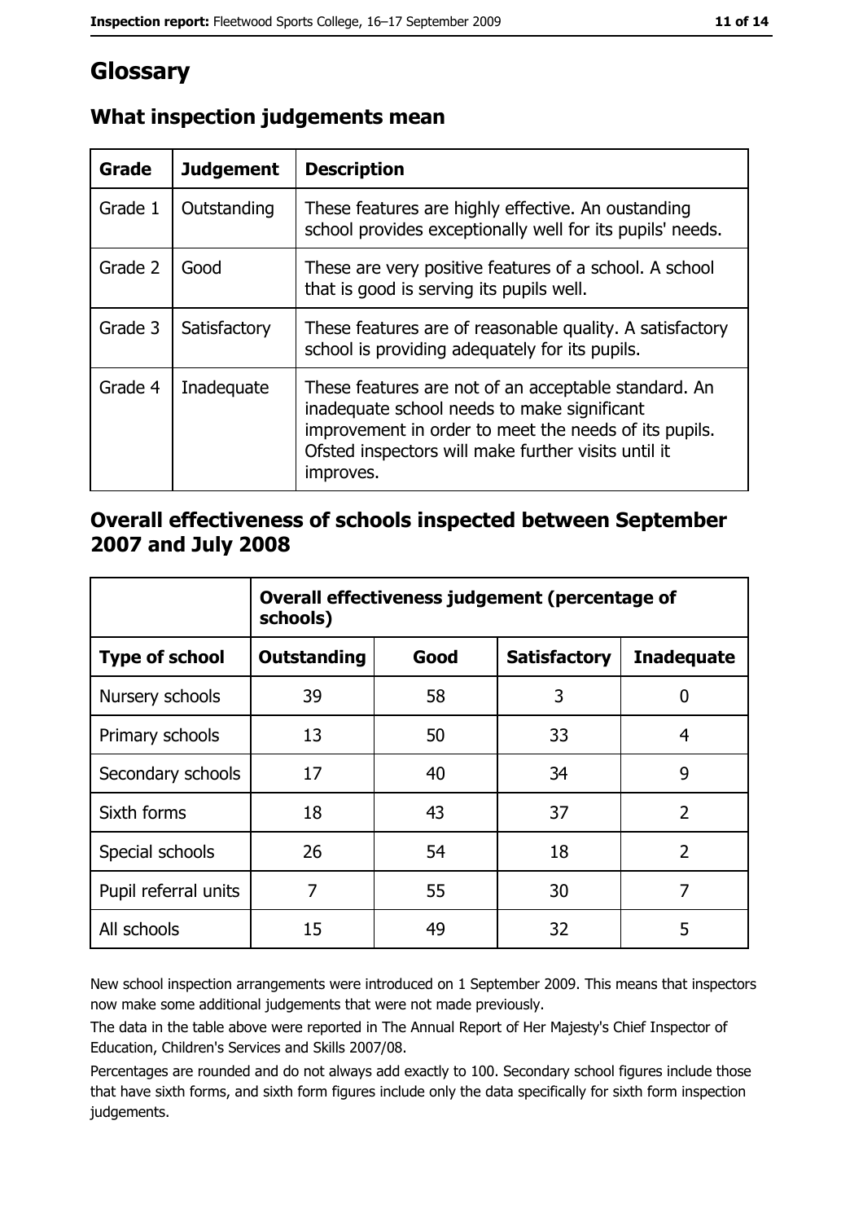# Glossary

## What inspection judgements mean

| Grade | Judgement | Description |
|---|---|---|
| Grade 1 | Outstanding | These features are highly effective. An oustanding school provides exceptionally well for its pupils' needs. |
| Grade 2 | Good | These are very positive features of a school. A school that is good is serving its pupils well. |
| Grade 3 | Satisfactory | These features are of reasonable quality. A satisfactory school is providing adequately for its pupils. |
| Grade 4 | Inadequate | These features are not of an acceptable standard. An inadequate school needs to make significant improvement in order to meet the needs of its pupils. Ofsted inspectors will make further visits until it improves. |

## Overall effectiveness of schools inspected between September 2007 and July 2008

| | Overall effectiveness judgement (percentage of schools) | | | |
|---|---|---|---|---|
| **Type of school** | **Outstanding** | **Good** | **Satisfactory** | **Inadequate** |
| Nursery schools | 39 | 58 | 3 | 0 |
| Primary schools | 13 | 50 | 33 | 4 |
| Secondary schools | 17 | 40 | 34 | 9 |
| Sixth forms | 18 | 43 | 37 | 2 |
| Special schools | 26 | 54 | 18 | 2 |
| Pupil referral units | 7 | 55 | 30 | 7 |
| All schools | 15 | 49 | 32 | 5 |

New school inspection arrangements were introduced on 1 September 2009. This means that inspectors now make some additional judgements that were not made previously.

The data in the table above were reported in The Annual Report of Her Majesty's Chief Inspector of Education, Children's Services and Skills 2007/08.

Percentages are rounded and do not always add exactly to 100. Secondary school figures include those that have sixth forms, and sixth form figures include only the data specifically for sixth form inspection judgements.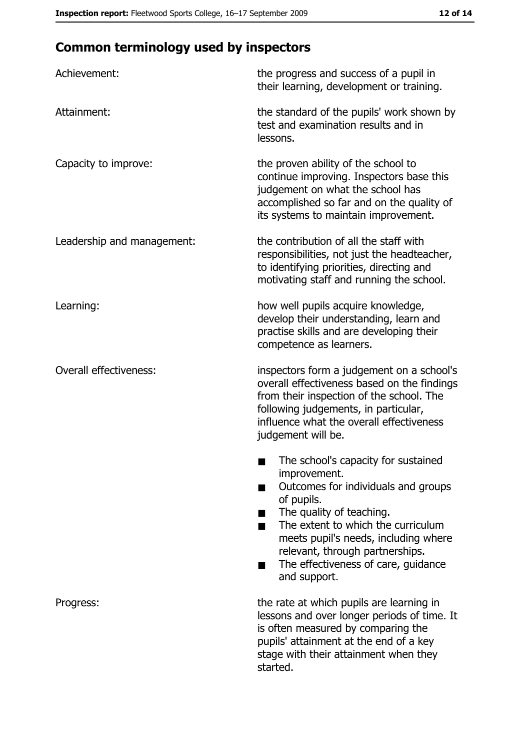## Common terminology used by inspectors

| | |
|---|---|
| Achievement: | the progress and success of a pupil in their learning, development or training. |
| Attainment: | the standard of the pupils' work shown by test and examination results and in lessons. |
| Capacity to improve: | the proven ability of the school to continue improving. Inspectors base this judgement on what the school has accomplished so far and on the quality of its systems to maintain improvement. |
| Leadership and management: | the contribution of all the staff with responsibilities, not just the headteacher, to identifying priorities, directing and motivating staff and running the school. |
| Learning: | how well pupils acquire knowledge, develop their understanding, learn and practise skills and are developing their competence as learners. |
| Overall effectiveness: | inspectors form a judgement on a school's overall effectiveness based on the findings from their inspection of the school. The following judgements, in particular, influence what the overall effectiveness judgement will be.<br>■ The school's capacity for sustained improvement.<br>■ Outcomes for individuals and groups of pupils.<br>■ The quality of teaching.<br>■ The extent to which the curriculum meets pupil's needs, including where relevant, through partnerships.<br>■ The effectiveness of care, guidance and support. |
| Progress: | the rate at which pupils are learning in lessons and over longer periods of time. It is often measured by comparing the pupils' attainment at the end of a key stage with their attainment when they started. |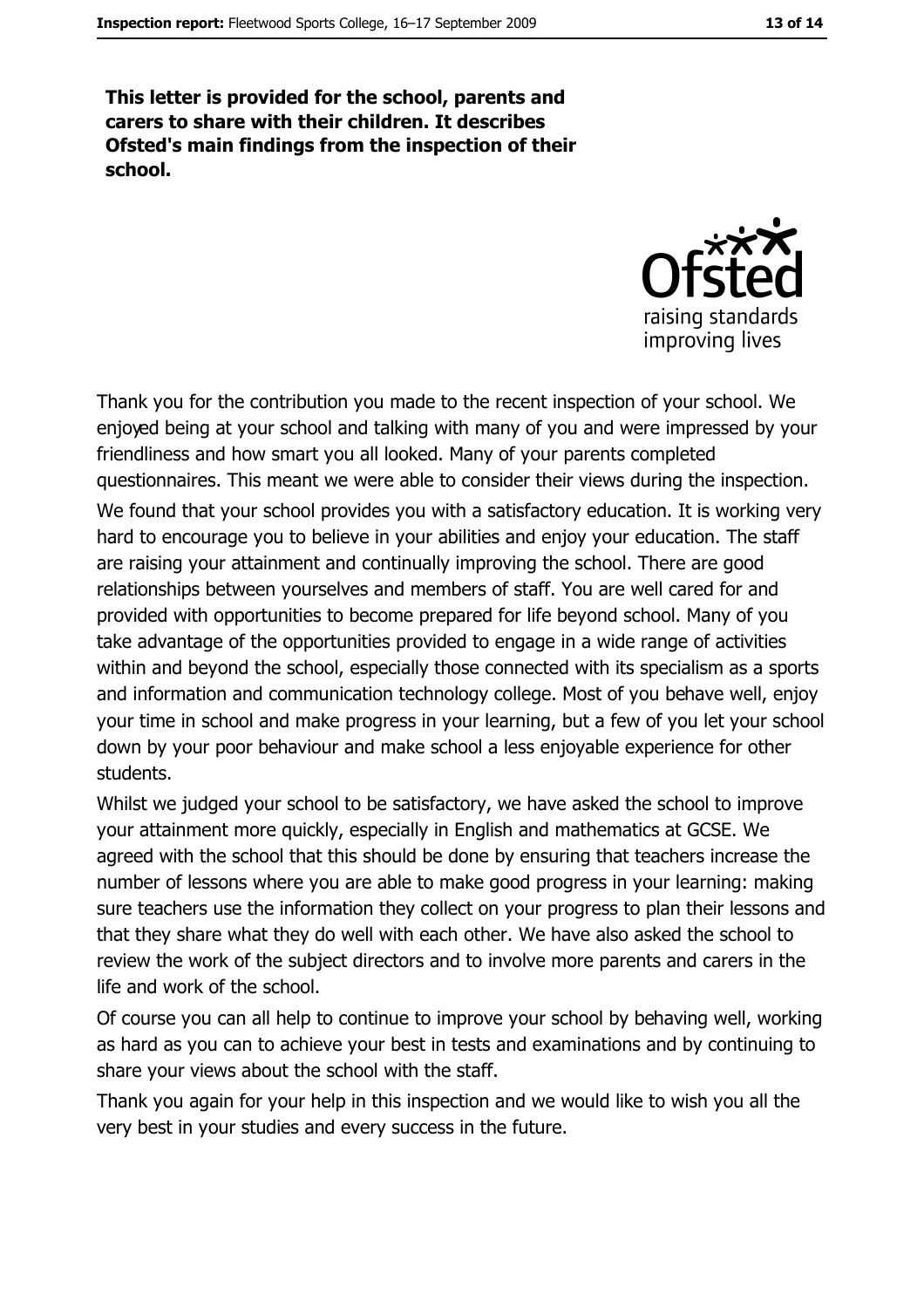**This letter is provided for the school, parents and carers to share with their children. It describes Ofsted's main findings from the inspection of their school.**

Thank you for the contribution you made to the recent inspection of your school. We enjoyed being at your school and talking with many of you and were impressed by your friendliness and how smart you all looked. Many of your parents completed questionnaires. This meant we were able to consider their views during the inspection.

We found that your school provides you with a satisfactory education. It is working very hard to encourage you to believe in your abilities and enjoy your education. The staff are raising your attainment and continually improving the school. There are good relationships between yourselves and members of staff. You are well cared for and provided with opportunities to become prepared for life beyond school. Many of you take advantage of the opportunities provided to engage in a wide range of activities within and beyond the school, especially those connected with its specialism as a sports and information and communication technology college. Most of you behave well, enjoy your time in school and make progress in your learning, but a few of you let your school down by your poor behaviour and make school a less enjoyable experience for other students.

Whilst we judged your school to be satisfactory, we have asked the school to improve your attainment more quickly, especially in English and mathematics at GCSE. We agreed with the school that this should be done by ensuring that teachers increase the number of lessons where you are able to make good progress in your learning: making sure teachers use the information they collect on your progress to plan their lessons and that they share what they do well with each other. We have also asked the school to review the work of the subject directors and to involve more parents and carers in the life and work of the school.

Of course you can all help to continue to improve your school by behaving well, working as hard as you can to achieve your best in tests and examinations and by continuing to share your views about the school with the staff.

Thank you again for your help in this inspection and we would like to wish you all the very best in your studies and every success in the future.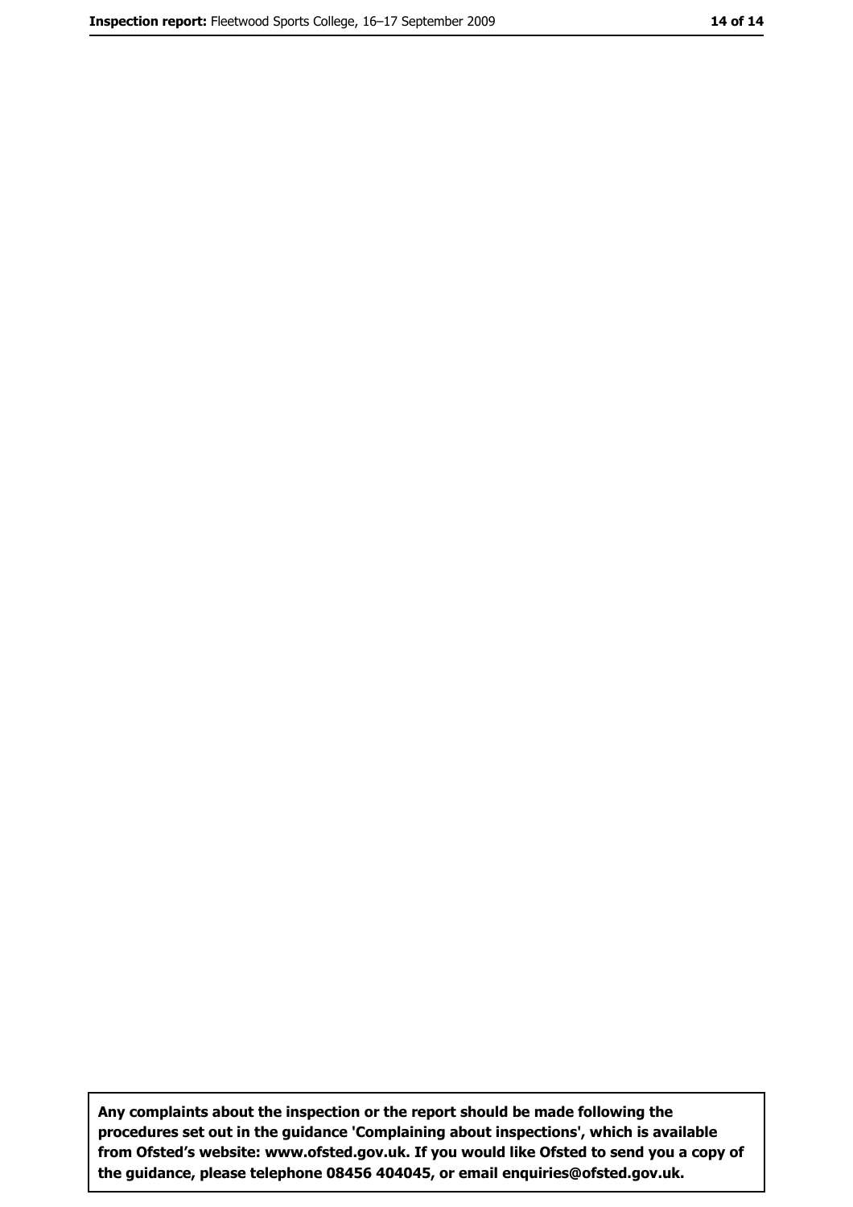**Any complaints about the inspection or the report should be made following the procedures set out in the guidance 'Complaining about inspections', which is available from Ofsted's website: www.ofsted.gov.uk. If you would like Ofsted to send you a copy of the guidance, please telephone 08456 404045, or email enquiries@ofsted.gov.uk.**